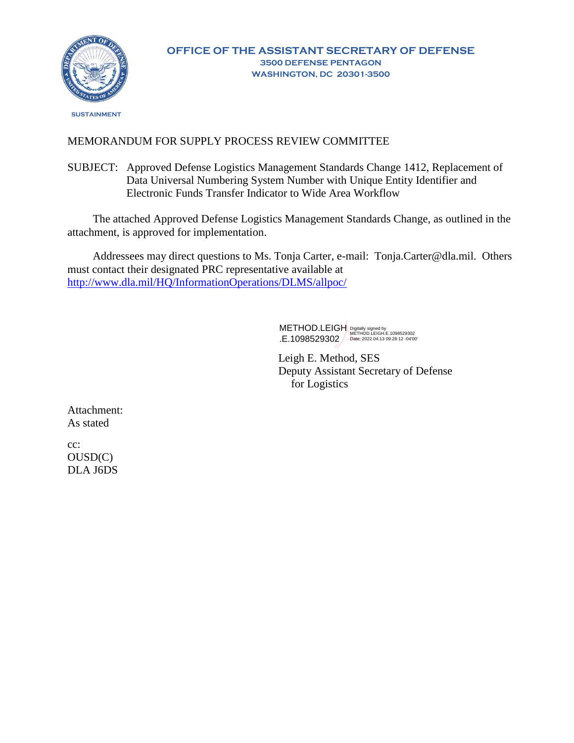**OFFICE OF THE ASSISTANT SECRETARY OF DEFENSE**
**3500 DEFENSE PENTAGON**
**WASHINGTON, DC 20301-3500**

SUSTAINMENT

MEMORANDUM FOR SUPPLY PROCESS REVIEW COMMITTEE

SUBJECT: Approved Defense Logistics Management Standards Change 1412, Replacement of Data Universal Numbering System Number with Unique Entity Identifier and Electronic Funds Transfer Indicator to Wide Area Workflow

The attached Approved Defense Logistics Management Standards Change, as outlined in the attachment, is approved for implementation.

Addressees may direct questions to Ms. Tonja Carter, e-mail: Tonja.Carter@dla.mil. Others must contact their designated PRC representative available at http://www.dla.mil/HQ/InformationOperations/DLMS/allpoc/

METHOD.LEIGH.E.1098529302 Digitally signed by METHOD.LEIGH.E.1098529302 Date: 2022.04.13 09:28:12 -04'00'

Leigh E. Method, SES
Deputy Assistant Secretary of Defense
for Logistics

Attachment:
As stated

cc:
OUSD(C)
DLA J6DS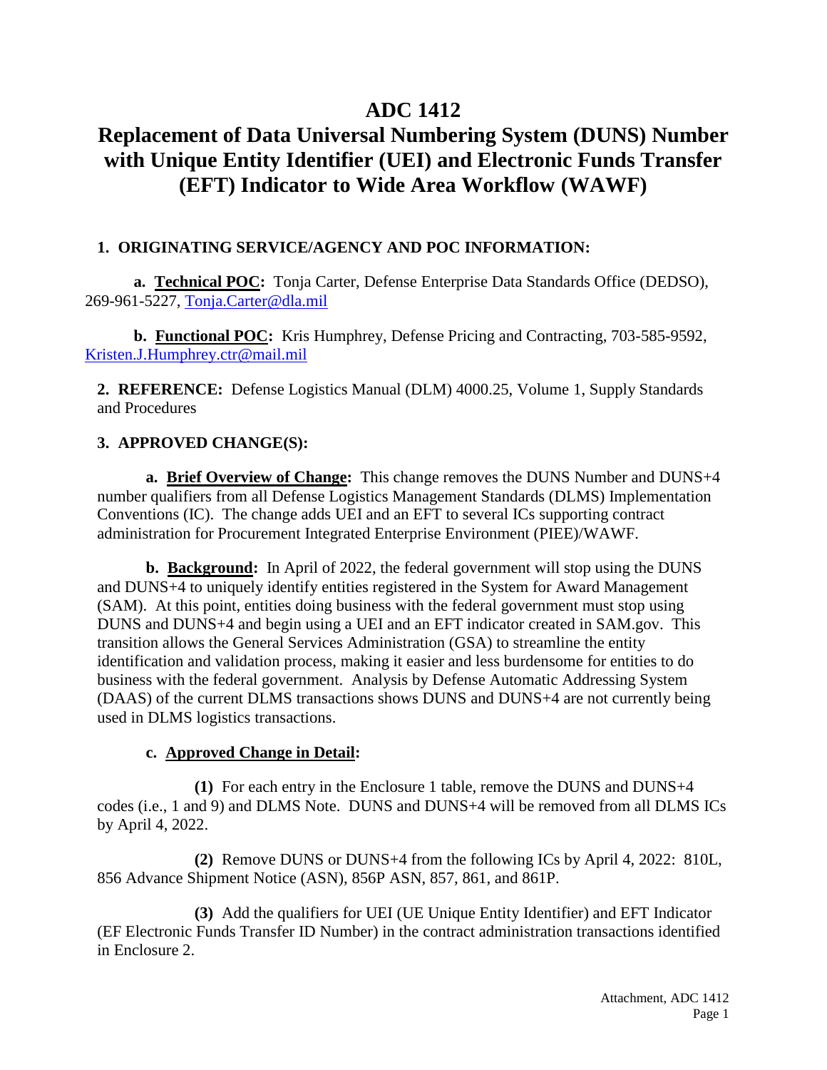# ADC 1412

# Replacement of Data Universal Numbering System (DUNS) Number with Unique Entity Identifier (UEI) and Electronic Funds Transfer (EFT) Indicator to Wide Area Workflow (WAWF)

**1. ORIGINATING SERVICE/AGENCY AND POC INFORMATION:**

**a. Technical POC:** Tonja Carter, Defense Enterprise Data Standards Office (DEDSO), 269-961-5227, Tonja.Carter@dla.mil

**b. Functional POC:** Kris Humphrey, Defense Pricing and Contracting, 703-585-9592, Kristen.J.Humphrey.ctr@mail.mil

**2. REFERENCE:** Defense Logistics Manual (DLM) 4000.25, Volume 1, Supply Standards and Procedures

**3. APPROVED CHANGE(S):**

**a. Brief Overview of Change:** This change removes the DUNS Number and DUNS+4 number qualifiers from all Defense Logistics Management Standards (DLMS) Implementation Conventions (IC). The change adds UEI and an EFT to several ICs supporting contract administration for Procurement Integrated Enterprise Environment (PIEE)/WAWF.

**b. Background:** In April of 2022, the federal government will stop using the DUNS and DUNS+4 to uniquely identify entities registered in the System for Award Management (SAM). At this point, entities doing business with the federal government must stop using DUNS and DUNS+4 and begin using a UEI and an EFT indicator created in SAM.gov. This transition allows the General Services Administration (GSA) to streamline the entity identification and validation process, making it easier and less burdensome for entities to do business with the federal government. Analysis by Defense Automatic Addressing System (DAAS) of the current DLMS transactions shows DUNS and DUNS+4 are not currently being used in DLMS logistics transactions.

**c. Approved Change in Detail:**

**(1)** For each entry in the Enclosure 1 table, remove the DUNS and DUNS+4 codes (i.e., 1 and 9) and DLMS Note. DUNS and DUNS+4 will be removed from all DLMS ICs by April 4, 2022.

**(2)** Remove DUNS or DUNS+4 from the following ICs by April 4, 2022: 810L, 856 Advance Shipment Notice (ASN), 856P ASN, 857, 861, and 861P.

**(3)** Add the qualifiers for UEI (UE Unique Entity Identifier) and EFT Indicator (EF Electronic Funds Transfer ID Number) in the contract administration transactions identified in Enclosure 2.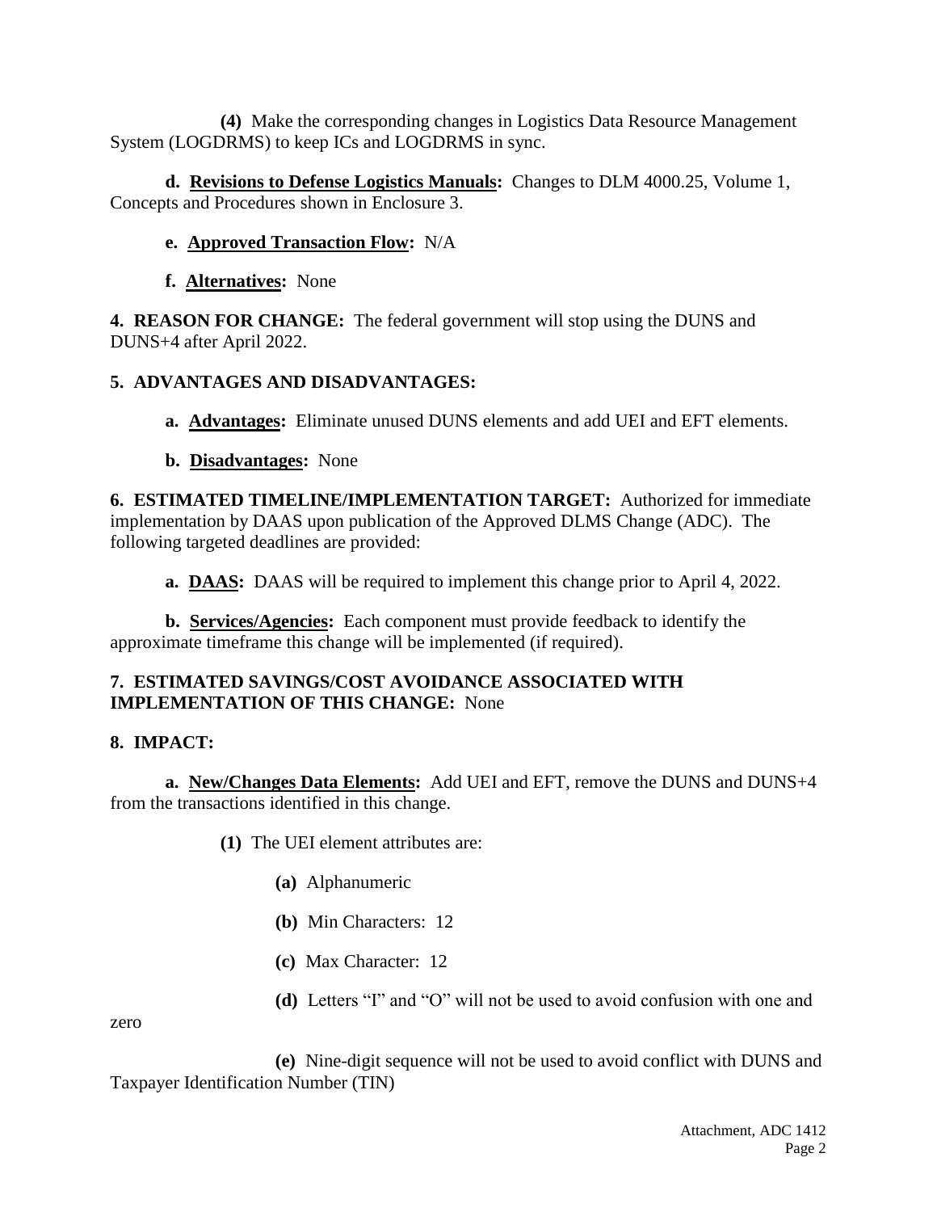**(4)** Make the corresponding changes in Logistics Data Resource Management System (LOGDRMS) to keep ICs and LOGDRMS in sync.

**d. Revisions to Defense Logistics Manuals:** Changes to DLM 4000.25, Volume 1, Concepts and Procedures shown in Enclosure 3.

**e. Approved Transaction Flow:** N/A

**f. Alternatives:** None

**4. REASON FOR CHANGE:** The federal government will stop using the DUNS and DUNS+4 after April 2022.

**5. ADVANTAGES AND DISADVANTAGES:**

**a. Advantages:** Eliminate unused DUNS elements and add UEI and EFT elements.

**b. Disadvantages:** None

**6. ESTIMATED TIMELINE/IMPLEMENTATION TARGET:** Authorized for immediate implementation by DAAS upon publication of the Approved DLMS Change (ADC). The following targeted deadlines are provided:

**a. DAAS:** DAAS will be required to implement this change prior to April 4, 2022.

**b. Services/Agencies:** Each component must provide feedback to identify the approximate timeframe this change will be implemented (if required).

**7. ESTIMATED SAVINGS/COST AVOIDANCE ASSOCIATED WITH IMPLEMENTATION OF THIS CHANGE:** None

**8. IMPACT:**

**a. New/Changes Data Elements:** Add UEI and EFT, remove the DUNS and DUNS+4 from the transactions identified in this change.

**(1)** The UEI element attributes are:

**(a)** Alphanumeric

**(b)** Min Characters: 12

**(c)** Max Character: 12

**(d)** Letters "I" and "O" will not be used to avoid confusion with one and zero

**(e)** Nine-digit sequence will not be used to avoid conflict with DUNS and Taxpayer Identification Number (TIN)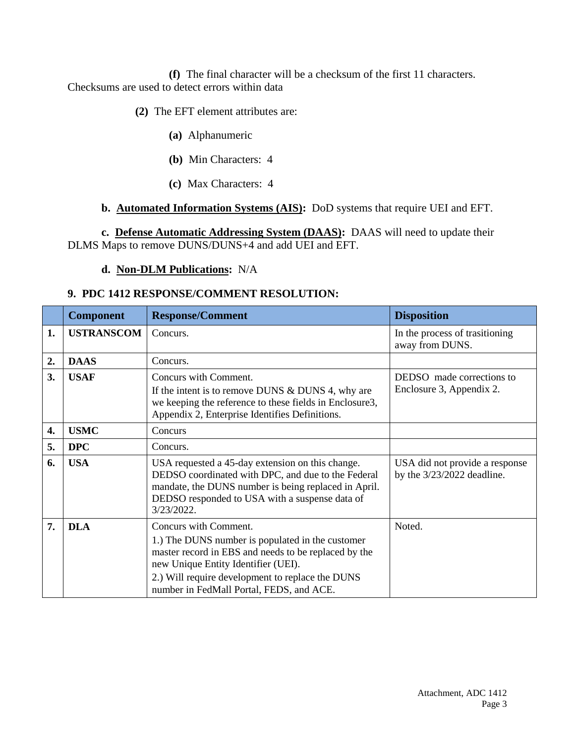**(f)** The final character will be a checksum of the first 11 characters. Checksums are used to detect errors within data

**(2)** The EFT element attributes are:

**(a)** Alphanumeric

**(b)** Min Characters: 4

**(c)** Max Characters: 4

**b. <u>Automated Information Systems (AIS)</u>:** DoD systems that require UEI and EFT.

**c. <u>Defense Automatic Addressing System (DAAS)</u>:** DAAS will need to update their DLMS Maps to remove DUNS/DUNS+4 and add UEI and EFT.

**d. <u>Non-DLM Publications</u>:** N/A

**9. PDC 1412 RESPONSE/COMMENT RESOLUTION:**

| | Component | Response/Comment | Disposition |
|---|---|---|---|
| **1.** | **USTRANSCOM** | Concurs. | In the process of trasitioning away from DUNS. |
| **2.** | **DAAS** | Concurs. | |
| **3.** | **USAF** | Concurs with Comment.<br>If the intent is to remove DUNS & DUNS 4, why are we keeping the reference to these fields in Enclosure3, Appendix 2, Enterprise Identifies Definitions. | DEDSO made corrections to Enclosure 3, Appendix 2. |
| **4.** | **USMC** | Concurs | |
| **5.** | **DPC** | Concurs. | |
| **6.** | **USA** | USA requested a 45-day extension on this change. DEDSO coordinated with DPC, and due to the Federal mandate, the DUNS number is being replaced in April. DEDSO responded to USA with a suspense data of 3/23/2022. | USA did not provide a response by the 3/23/2022 deadline. |
| **7.** | **DLA** | Concurs with Comment.<br>1.) The DUNS number is populated in the customer master record in EBS and needs to be replaced by the new Unique Entity Identifier (UEI).<br>2.) Will require development to replace the DUNS number in FedMall Portal, FEDS, and ACE. | Noted. |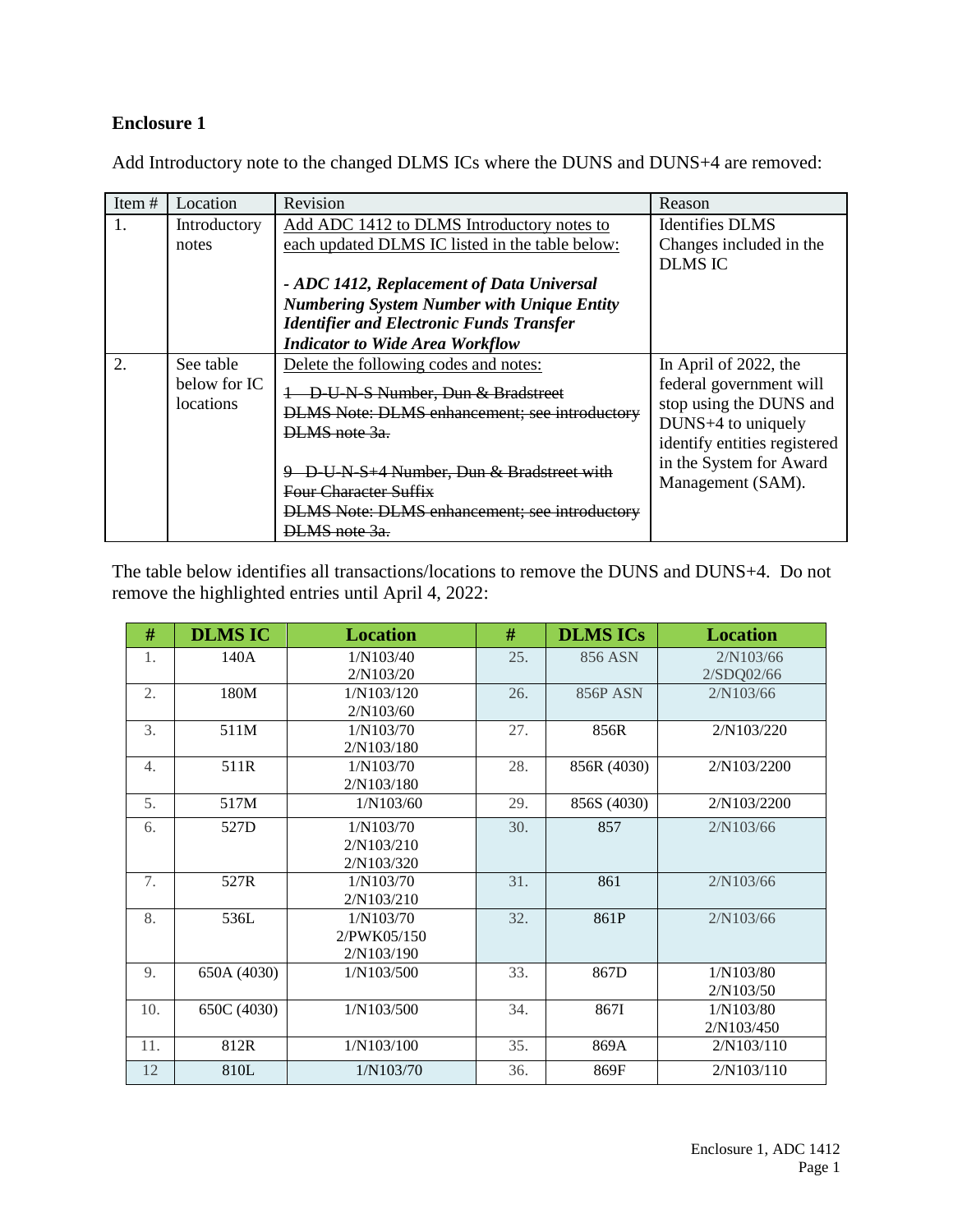**Enclosure 1**

Add Introductory note to the changed DLMS ICs where the DUNS and DUNS+4 are removed:

| Item # | Location | Revision | Reason |
|---|---|---|---|
| 1. | Introductory notes | Add ADC 1412 to DLMS Introductory notes to each updated DLMS IC listed in the table below:<br><br>***- ADC 1412, Replacement of Data Universal Numbering System Number with Unique Entity Identifier and Electronic Funds Transfer Indicator to Wide Area Workflow*** | Identifies DLMS Changes included in the DLMS IC |
| 2. | See table below for IC locations | Delete the following codes and notes:<br>~~1 D-U-N-S Number, Dun & Bradstreet~~<br>~~DLMS Note: DLMS enhancement; see introductory DLMS note 3a.~~<br><br>~~9 D-U-N-S+4 Number, Dun & Bradstreet with Four Character Suffix~~<br>~~DLMS Note: DLMS enhancement; see introductory DLMS note 3a.~~ | In April of 2022, the federal government will stop using the DUNS and DUNS+4 to uniquely identify entities registered in the System for Award Management (SAM). |

The table below identifies all transactions/locations to remove the DUNS and DUNS+4. Do not remove the highlighted entries until April 4, 2022:

| # | DLMS IC | Location | # | DLMS ICs | Location |
|---|---|---|---|---|---|
| 1. | 140A | 1/N103/40<br>2/N103/20 | 25. | 856 ASN | 2/N103/66<br>2/SDQ02/66 |
| 2. | 180M | 1/N103/120<br>2/N103/60 | 26. | 856P ASN | 2/N103/66 |
| 3. | 511M | 1/N103/70<br>2/N103/180 | 27. | 856R | 2/N103/220 |
| 4. | 511R | 1/N103/70<br>2/N103/180 | 28. | 856R (4030) | 2/N103/2200 |
| 5. | 517M | 1/N103/60 | 29. | 856S (4030) | 2/N103/2200 |
| 6. | 527D | 1/N103/70<br>2/N103/210<br>2/N103/320 | 30. | 857 | 2/N103/66 |
| 7. | 527R | 1/N103/70<br>2/N103/210 | 31. | 861 | 2/N103/66 |
| 8. | 536L | 1/N103/70<br>2/PWK05/150<br>2/N103/190 | 32. | 861P | 2/N103/66 |
| 9. | 650A (4030) | 1/N103/500 | 33. | 867D | 1/N103/80<br>2/N103/50 |
| 10. | 650C (4030) | 1/N103/500 | 34. | 867I | 1/N103/80<br>2/N103/450 |
| 11. | 812R | 1/N103/100 | 35. | 869A | 2/N103/110 |
| 12 | 810L | 1/N103/70 | 36. | 869F | 2/N103/110 |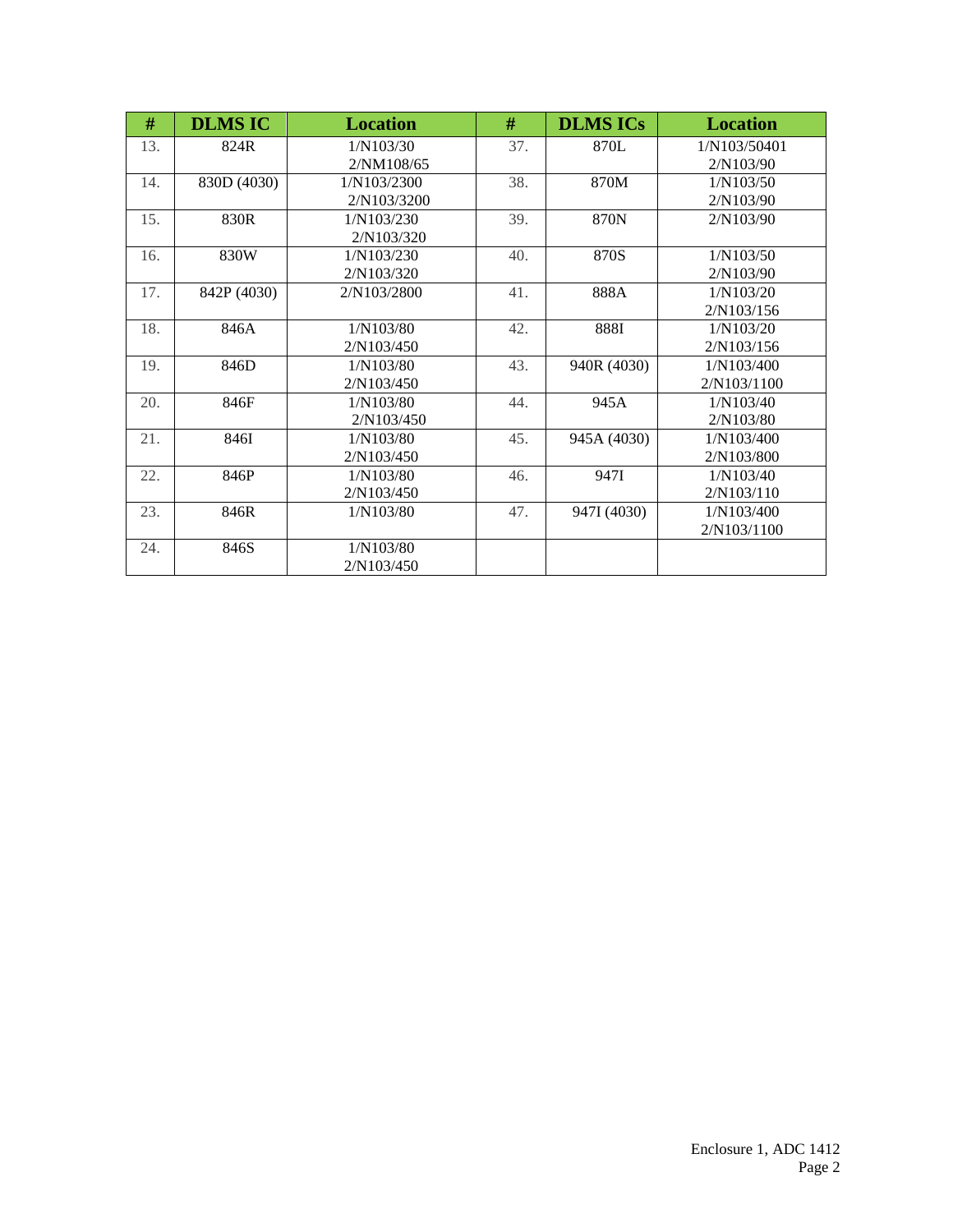| # | DLMS IC | Location | # | DLMS ICs | Location |
|---|---|---|---|---|---|
| 13. | 824R | 1/N103/30<br>2/NM108/65 | 37. | 870L | 1/N103/50401<br>2/N103/90 |
| 14. | 830D (4030) | 1/N103/2300<br>2/N103/3200 | 38. | 870M | 1/N103/50<br>2/N103/90 |
| 15. | 830R | 1/N103/230<br>2/N103/320 | 39. | 870N | 2/N103/90 |
| 16. | 830W | 1/N103/230<br>2/N103/320 | 40. | 870S | 1/N103/50<br>2/N103/90 |
| 17. | 842P (4030) | 2/N103/2800 | 41. | 888A | 1/N103/20<br>2/N103/156 |
| 18. | 846A | 1/N103/80<br>2/N103/450 | 42. | 888I | 1/N103/20<br>2/N103/156 |
| 19. | 846D | 1/N103/80<br>2/N103/450 | 43. | 940R (4030) | 1/N103/400<br>2/N103/1100 |
| 20. | 846F | 1/N103/80<br>2/N103/450 | 44. | 945A | 1/N103/40<br>2/N103/80 |
| 21. | 846I | 1/N103/80<br>2/N103/450 | 45. | 945A (4030) | 1/N103/400<br>2/N103/800 |
| 22. | 846P | 1/N103/80<br>2/N103/450 | 46. | 947I | 1/N103/40<br>2/N103/110 |
| 23. | 846R | 1/N103/80 | 47. | 947I (4030) | 1/N103/400<br>2/N103/1100 |
| 24. | 846S | 1/N103/80<br>2/N103/450 | | | |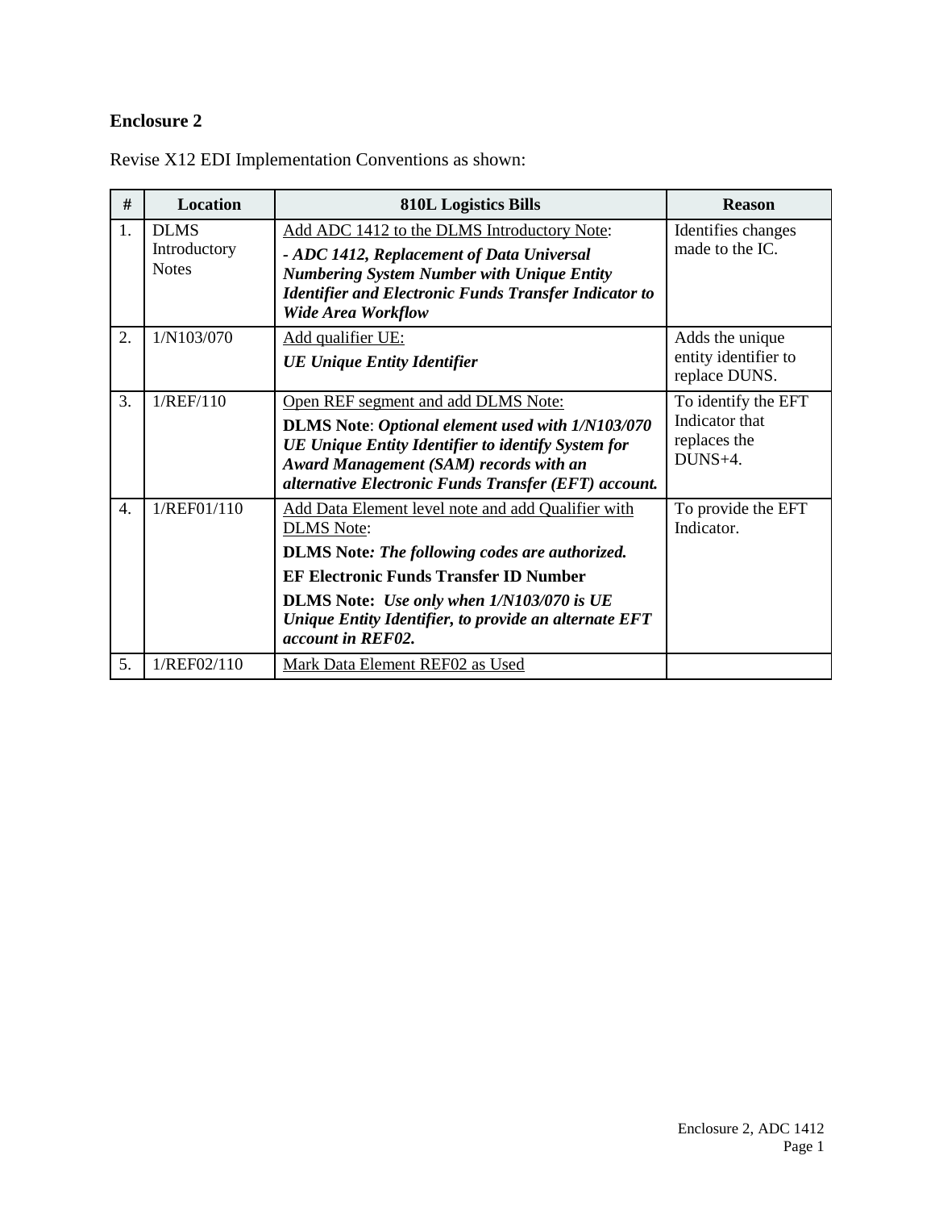**Enclosure 2**

Revise X12 EDI Implementation Conventions as shown:

| # | Location | 810L Logistics Bills | Reason |
|---|---|---|---|
| 1. | DLMS Introductory Notes | Add ADC 1412 to the DLMS Introductory Note:<br>***- ADC 1412, Replacement of Data Universal Numbering System Number with Unique Entity Identifier and Electronic Funds Transfer Indicator to Wide Area Workflow*** | Identifies changes made to the IC. |
| 2. | 1/N103/070 | Add qualifier UE:<br>***UE Unique Entity Identifier*** | Adds the unique entity identifier to replace DUNS. |
| 3. | 1/REF/110 | Open REF segment and add DLMS Note:<br>**DLMS Note**: ***Optional element used with 1/N103/070 UE Unique Entity Identifier to identify System for Award Management (SAM) records with an alternative Electronic Funds Transfer (EFT) account.*** | To identify the EFT Indicator that replaces the DUNS+4. |
| 4. | 1/REF01/110 | Add Data Element level note and add Qualifier with DLMS Note:<br>**DLMS Note*: The following codes are authorized.***<br>**EF Electronic Funds Transfer ID Number**<br>**DLMS Note:** ***Use only when 1/N103/070 is UE Unique Entity Identifier, to provide an alternate EFT account in REF02.*** | To provide the EFT Indicator. |
| 5. | 1/REF02/110 | Mark Data Element REF02 as Used | |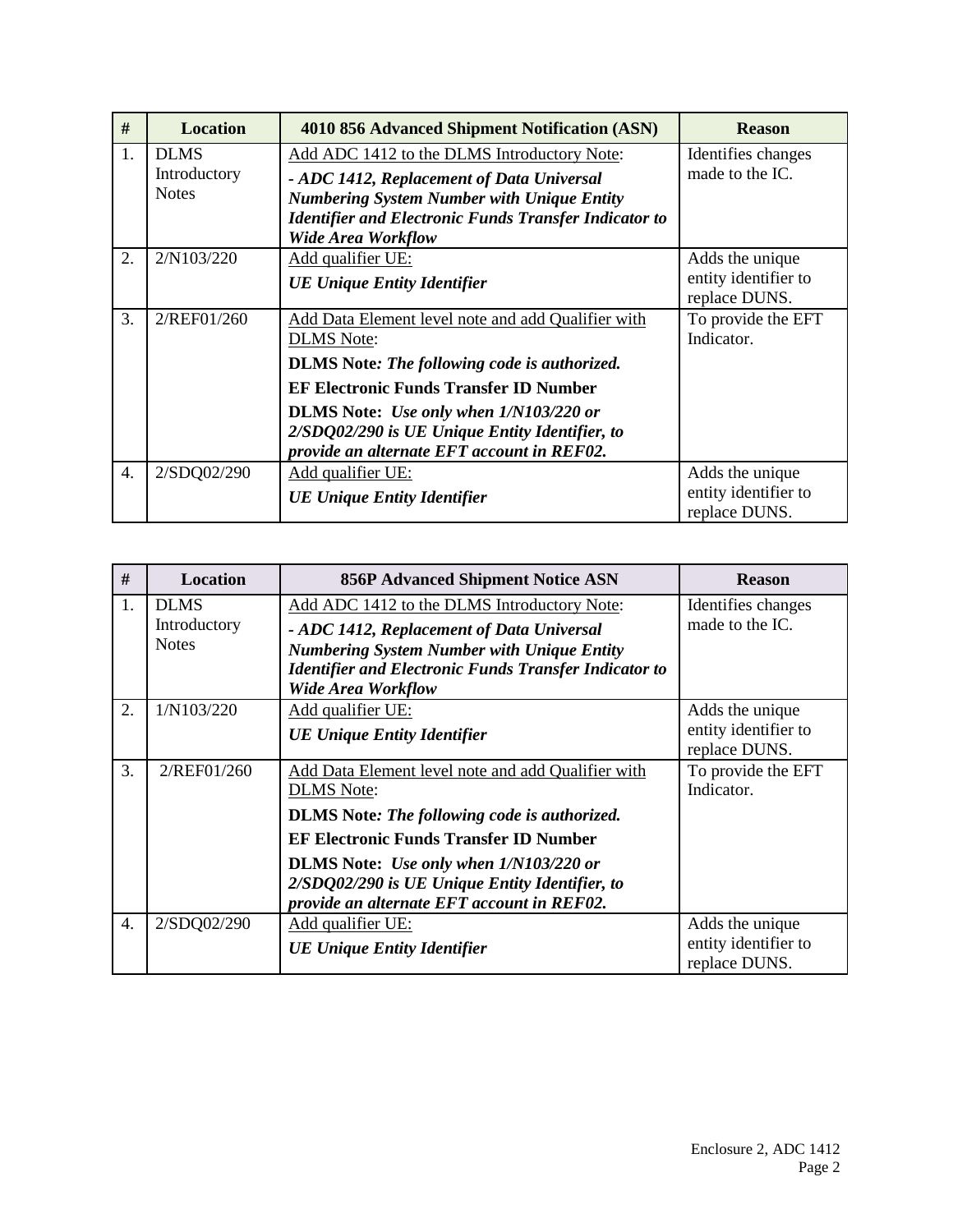| # | Location | 4010 856 Advanced Shipment Notification (ASN) | Reason |
|---|---|---|---|
| 1. | DLMS Introductory Notes | Add ADC 1412 to the DLMS Introductory Note:<br>***- ADC 1412, Replacement of Data Universal Numbering System Number with Unique Entity Identifier and Electronic Funds Transfer Indicator to Wide Area Workflow*** | Identifies changes made to the IC. |
| 2. | 2/N103/220 | Add qualifier UE:<br>***UE Unique Entity Identifier*** | Adds the unique entity identifier to replace DUNS. |
| 3. | 2/REF01/260 | Add Data Element level note and add Qualifier with DLMS Note:<br>**DLMS Note*:* *The following code is authorized.***<br>**EF Electronic Funds Transfer ID Number**<br>**DLMS Note:** ***Use only when 1/N103/220 or 2/SDQ02/290 is UE Unique Entity Identifier, to provide an alternate EFT account in REF02.*** | To provide the EFT Indicator. |
| 4. | 2/SDQ02/290 | Add qualifier UE:<br>***UE Unique Entity Identifier*** | Adds the unique entity identifier to replace DUNS. |

| # | Location | 856P Advanced Shipment Notice ASN | Reason |
|---|---|---|---|
| 1. | DLMS Introductory Notes | Add ADC 1412 to the DLMS Introductory Note:<br>***- ADC 1412, Replacement of Data Universal Numbering System Number with Unique Entity Identifier and Electronic Funds Transfer Indicator to Wide Area Workflow*** | Identifies changes made to the IC. |
| 2. | 1/N103/220 | Add qualifier UE:<br>***UE Unique Entity Identifier*** | Adds the unique entity identifier to replace DUNS. |
| 3. | 2/REF01/260 | Add Data Element level note and add Qualifier with DLMS Note:<br>**DLMS Note*:* *The following code is authorized.***<br>**EF Electronic Funds Transfer ID Number**<br>**DLMS Note:** ***Use only when 1/N103/220 or 2/SDQ02/290 is UE Unique Entity Identifier, to provide an alternate EFT account in REF02.*** | To provide the EFT Indicator. |
| 4. | 2/SDQ02/290 | Add qualifier UE:<br>***UE Unique Entity Identifier*** | Adds the unique entity identifier to replace DUNS. |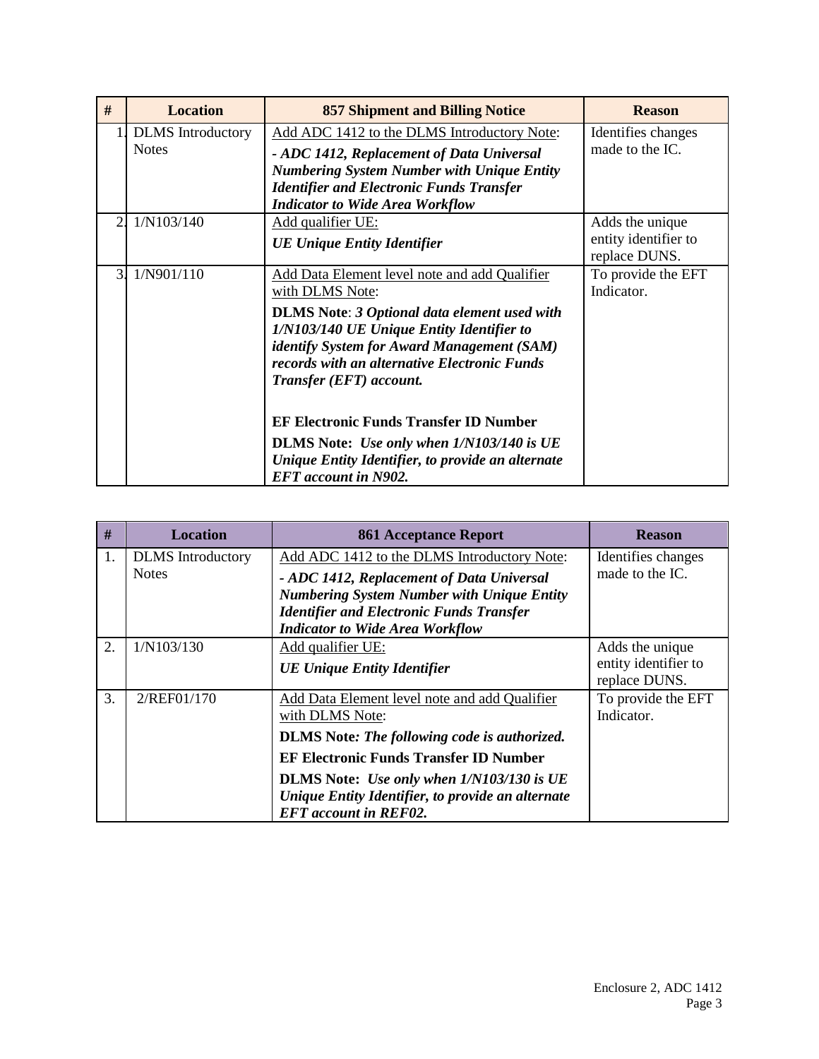| # | Location | 857 Shipment and Billing Notice | Reason |
|---|---|---|---|
| 1. | DLMS Introductory Notes | Add ADC 1412 to the DLMS Introductory Note:<br>***- ADC 1412, Replacement of Data Universal Numbering System Number with Unique Entity Identifier and Electronic Funds Transfer Indicator to Wide Area Workflow*** | Identifies changes made to the IC. |
| 2. | 1/N103/140 | Add qualifier UE:<br>***UE Unique Entity Identifier*** | Adds the unique entity identifier to replace DUNS. |
| 3. | 1/N901/110 | Add Data Element level note and add Qualifier with DLMS Note:<br>**DLMS Note**: ***3 Optional data element used with 1/N103/140 UE Unique Entity Identifier to identify System for Award Management (SAM) records with an alternative Electronic Funds Transfer (EFT) account.***<br><br>**EF Electronic Funds Transfer ID Number**<br>**DLMS Note:** ***Use only when 1/N103/140 is UE Unique Entity Identifier, to provide an alternate EFT account in N902.*** | To provide the EFT Indicator. |

| # | Location | 861 Acceptance Report | Reason |
|---|---|---|---|
| 1. | DLMS Introductory Notes | Add ADC 1412 to the DLMS Introductory Note:<br>***- ADC 1412, Replacement of Data Universal Numbering System Number with Unique Entity Identifier and Electronic Funds Transfer Indicator to Wide Area Workflow*** | Identifies changes made to the IC. |
| 2. | 1/N103/130 | Add qualifier UE:<br>***UE Unique Entity Identifier*** | Adds the unique entity identifier to replace DUNS. |
| 3. | 2/REF01/170 | Add Data Element level note and add Qualifier with DLMS Note:<br>**DLMS Note*****: The following code is authorized.***<br>**EF Electronic Funds Transfer ID Number**<br>**DLMS Note:** ***Use only when 1/N103/130 is UE Unique Entity Identifier, to provide an alternate EFT account in REF02.*** | To provide the EFT Indicator. |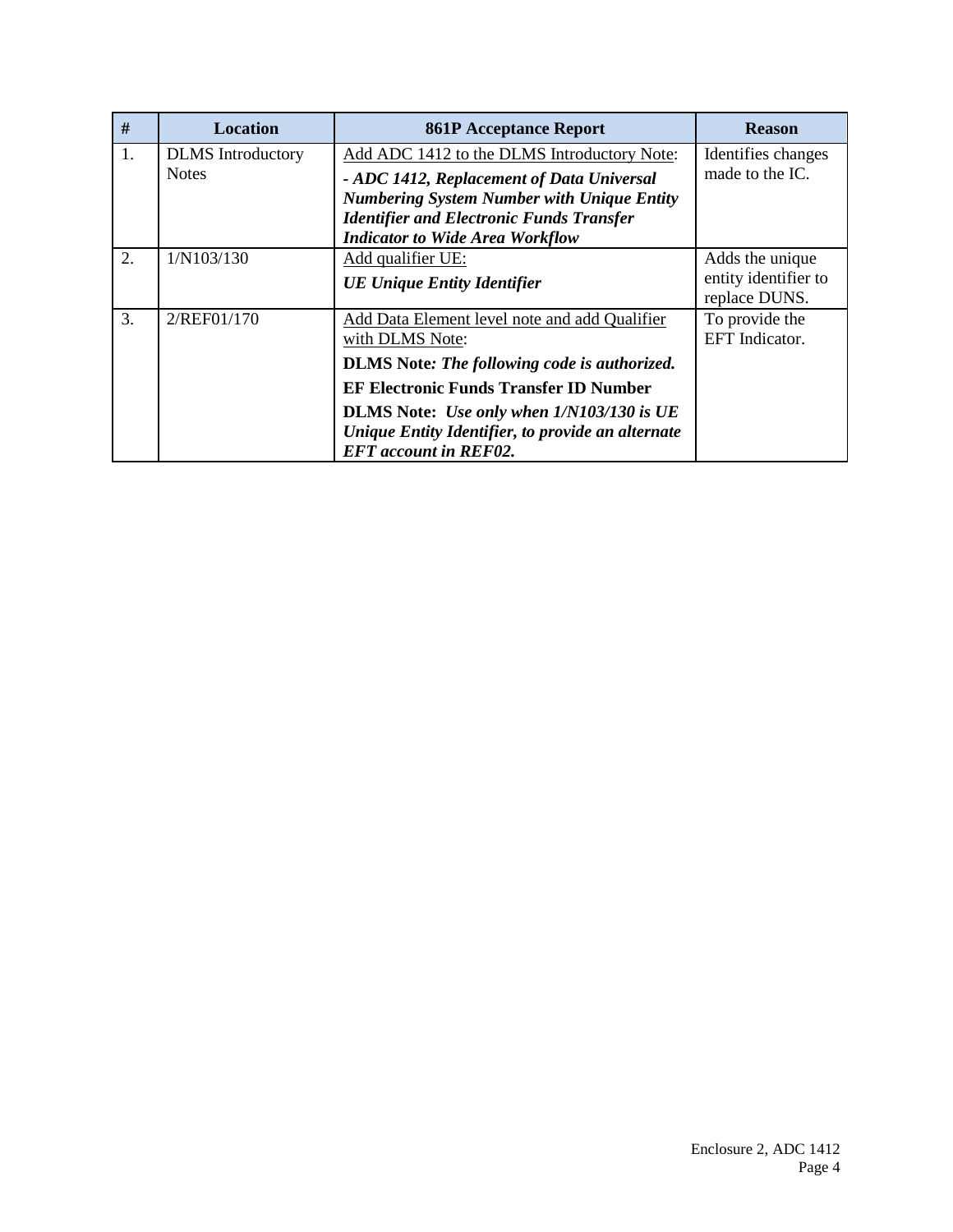| # | Location | 861P Acceptance Report | Reason |
|---|---|---|---|
| 1. | DLMS Introductory Notes | Add ADC 1412 to the DLMS Introductory Note:<br>***- ADC 1412, Replacement of Data Universal Numbering System Number with Unique Entity Identifier and Electronic Funds Transfer Indicator to Wide Area Workflow*** | Identifies changes made to the IC. |
| 2. | 1/N103/130 | Add qualifier UE:<br>***UE Unique Entity Identifier*** | Adds the unique entity identifier to replace DUNS. |
| 3. | 2/REF01/170 | Add Data Element level note and add Qualifier with DLMS Note:<br>**DLMS Note*****: The following code is authorized.***<br>**EF Electronic Funds Transfer ID Number**<br>**DLMS Note:** ***Use only when 1/N103/130 is UE Unique Entity Identifier, to provide an alternate EFT account in REF02.*** | To provide the EFT Indicator. |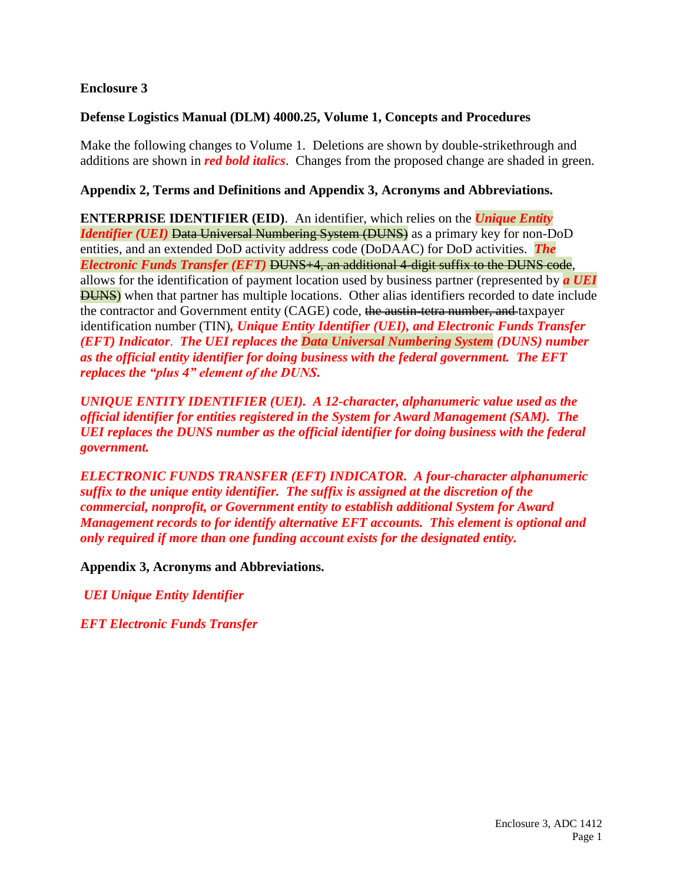**Enclosure 3**

**Defense Logistics Manual (DLM) 4000.25, Volume 1, Concepts and Procedures**

Make the following changes to Volume 1. Deletions are shown by double-strikethrough and additions are shown in ***red bold italics***. Changes from the proposed change are shaded in green.

**Appendix 2, Terms and Definitions and Appendix 3, Acronyms and Abbreviations.**

**ENTERPRISE IDENTIFIER (EID)**. An identifier, which relies on the ***Unique Entity Identifier (UEI)*** ~~Data Universal Numbering System (DUNS)~~ as a primary key for non-DoD entities, and an extended DoD activity address code (DoDAAC) for DoD activities. ***The Electronic Funds Transfer (EFT)*** ~~DUNS+4, an additional 4-digit suffix to the DUNS code~~, allows for the identification of payment location used by business partner (represented by ***a UEI*** ~~DUNS~~) when that partner has multiple locations. Other alias identifiers recorded to date include the contractor and Government entity (CAGE) code, ~~the austin-tetra number, and~~ taxpayer identification number (TIN)***, Unique Entity Identifier (UEI), and Electronic Funds Transfer (EFT) Indicator***. ***The UEI replaces the Data Universal Numbering System (DUNS) number as the official entity identifier for doing business with the federal government. The EFT replaces the "plus 4" element of the DUNS.***

***UNIQUE ENTITY IDENTIFIER (UEI). A 12-character, alphanumeric value used as the official identifier for entities registered in the System for Award Management (SAM). The UEI replaces the DUNS number as the official identifier for doing business with the federal government.***

***ELECTRONIC FUNDS TRANSFER (EFT) INDICATOR. A four-character alphanumeric suffix to the unique entity identifier. The suffix is assigned at the discretion of the commercial, nonprofit, or Government entity to establish additional System for Award Management records to for identify alternative EFT accounts. This element is optional and only required if more than one funding account exists for the designated entity.***

**Appendix 3, Acronyms and Abbreviations.**

***UEI Unique Entity Identifier***

***EFT Electronic Funds Transfer***